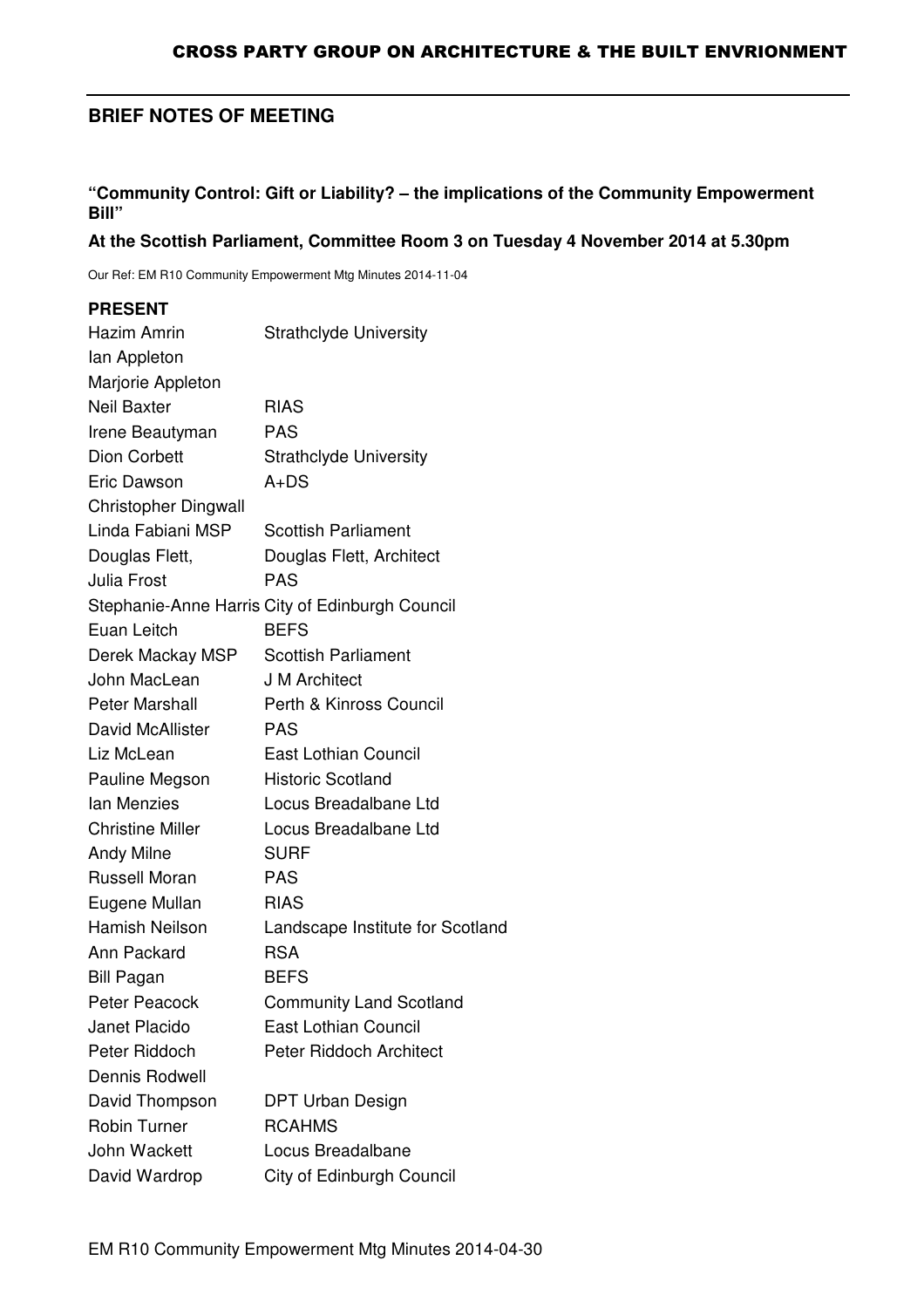# CROSS PARTY GROUP ON ARCHITECTURE & THE BUILT ENVRIONMENT

## BRIEF NOTES OF MEETING

**"Community Control: Gift or Liability? – the implications of the Community Empowerment Bill"**

**At the Scottish Parliament, Committee Room 3 on Tuesday 4 November 2014 at 5.30pm**

Our Ref: EM R10 Community Empowerment Mtg Minutes 2014-11-04

**PRESENT**

| | |
|---|---|
| Hazim Amrin | Strathclyde University |
| Ian Appleton | |
| Marjorie Appleton | |
| Neil Baxter | RIAS |
| Irene Beautyman | PAS |
| Dion Corbett | Strathclyde University |
| Eric Dawson | A+DS |
| Christopher Dingwall | |
| Linda Fabiani MSP | Scottish Parliament |
| Douglas Flett, | Douglas Flett, Architect |
| Julia Frost | PAS |
| Stephanie-Anne Harris | City of Edinburgh Council |
| Euan Leitch | BEFS |
| Derek Mackay MSP | Scottish Parliament |
| John MacLean | J M Architect |
| Peter Marshall | Perth & Kinross Council |
| David McAllister | PAS |
| Liz McLean | East Lothian Council |
| Pauline Megson | Historic Scotland |
| Ian Menzies | Locus Breadalbane Ltd |
| Christine Miller | Locus Breadalbane Ltd |
| Andy Milne | SURF |
| Russell Moran | PAS |
| Eugene Mullan | RIAS |
| Hamish Neilson | Landscape Institute for Scotland |
| Ann Packard | RSA |
| Bill Pagan | BEFS |
| Peter Peacock | Community Land Scotland |
| Janet Placido | East Lothian Council |
| Peter Riddoch | Peter Riddoch Architect |
| Dennis Rodwell | |
| David Thompson | DPT Urban Design |
| Robin Turner | RCAHMS |
| John Wackett | Locus Breadalbane |
| David Wardrop | City of Edinburgh Council |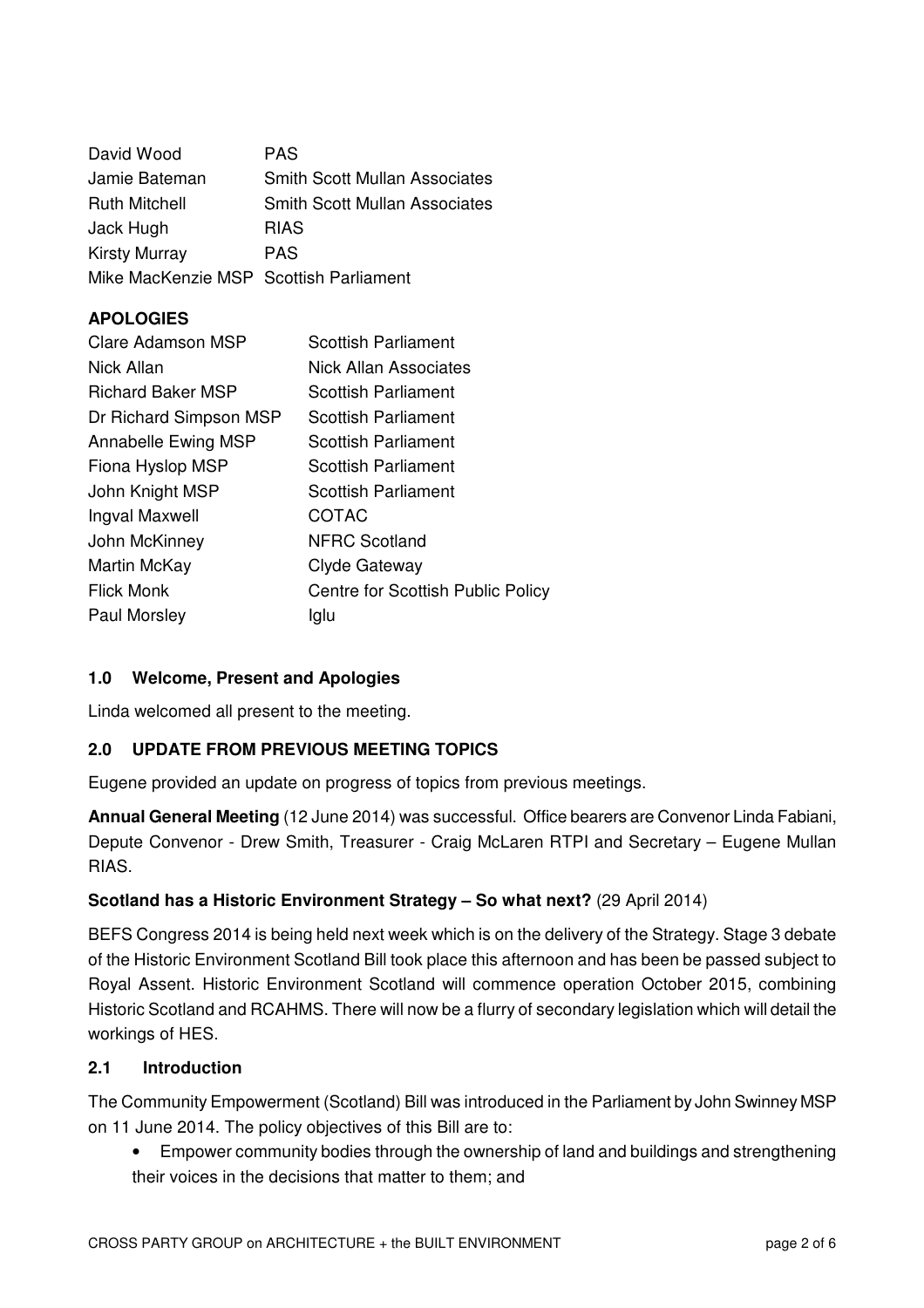| | |
|---|---|
| David Wood | PAS |
| Jamie Bateman | Smith Scott Mullan Associates |
| Ruth Mitchell | Smith Scott Mullan Associates |
| Jack Hugh | RIAS |
| Kirsty Murray | PAS |
| Mike MacKenzie MSP | Scottish Parliament |

**APOLOGIES**

| | |
|---|---|
| Clare Adamson MSP | Scottish Parliament |
| Nick Allan | Nick Allan Associates |
| Richard Baker MSP | Scottish Parliament |
| Dr Richard Simpson MSP | Scottish Parliament |
| Annabelle Ewing MSP | Scottish Parliament |
| Fiona Hyslop MSP | Scottish Parliament |
| John Knight MSP | Scottish Parliament |
| Ingval Maxwell | COTAC |
| John McKinney | NFRC Scotland |
| Martin McKay | Clyde Gateway |
| Flick Monk | Centre for Scottish Public Policy |
| Paul Morsley | Iglu |

### 1.0 Welcome, Present and Apologies

Linda welcomed all present to the meeting.

### 2.0 UPDATE FROM PREVIOUS MEETING TOPICS

Eugene provided an update on progress of topics from previous meetings.

**Annual General Meeting** (12 June 2014) was successful. Office bearers are Convenor Linda Fabiani, Depute Convenor - Drew Smith, Treasurer - Craig McLaren RTPI and Secretary – Eugene Mullan RIAS.

**Scotland has a Historic Environment Strategy – So what next?** (29 April 2014)

BEFS Congress 2014 is being held next week which is on the delivery of the Strategy. Stage 3 debate of the Historic Environment Scotland Bill took place this afternoon and has been be passed subject to Royal Assent. Historic Environment Scotland will commence operation October 2015, combining Historic Scotland and RCAHMS. There will now be a flurry of secondary legislation which will detail the workings of HES.

### 2.1 Introduction

The Community Empowerment (Scotland) Bill was introduced in the Parliament by John Swinney MSP on 11 June 2014. The policy objectives of this Bill are to:

- Empower community bodies through the ownership of land and buildings and strengthening their voices in the decisions that matter to them; and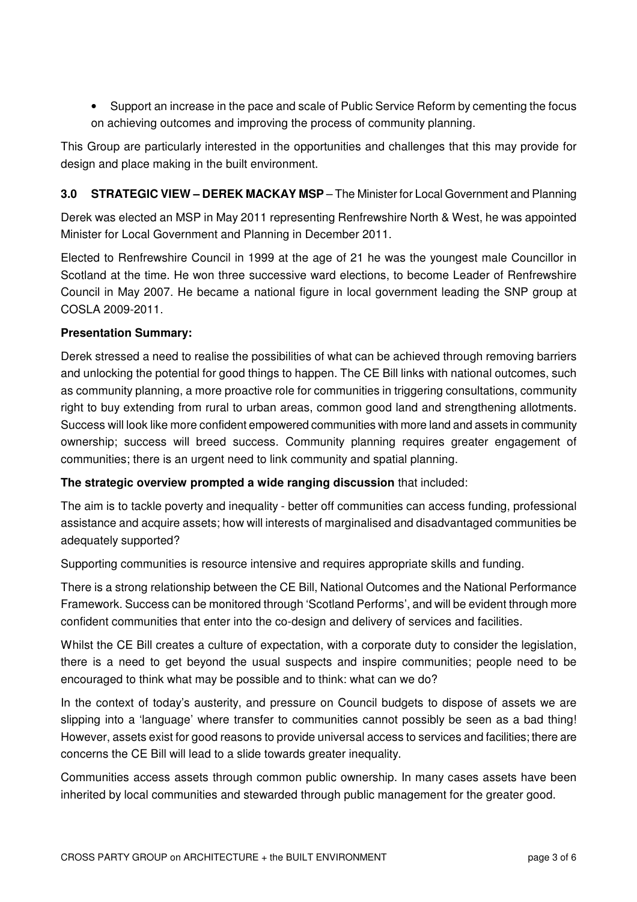- Support an increase in the pace and scale of Public Service Reform by cementing the focus on achieving outcomes and improving the process of community planning.

This Group are particularly interested in the opportunities and challenges that this may provide for design and place making in the built environment.

## 3.0 STRATEGIC VIEW – DEREK MACKAY MSP – The Minister for Local Government and Planning

Derek was elected an MSP in May 2011 representing Renfrewshire North & West, he was appointed Minister for Local Government and Planning in December 2011.

Elected to Renfrewshire Council in 1999 at the age of 21 he was the youngest male Councillor in Scotland at the time. He won three successive ward elections, to become Leader of Renfrewshire Council in May 2007. He became a national figure in local government leading the SNP group at COSLA 2009-2011.

**Presentation Summary:**

Derek stressed a need to realise the possibilities of what can be achieved through removing barriers and unlocking the potential for good things to happen. The CE Bill links with national outcomes, such as community planning, a more proactive role for communities in triggering consultations, community right to buy extending from rural to urban areas, common good land and strengthening allotments. Success will look like more confident empowered communities with more land and assets in community ownership; success will breed success. Community planning requires greater engagement of communities; there is an urgent need to link community and spatial planning.

**The strategic overview prompted a wide ranging discussion** that included:

The aim is to tackle poverty and inequality - better off communities can access funding, professional assistance and acquire assets; how will interests of marginalised and disadvantaged communities be adequately supported?

Supporting communities is resource intensive and requires appropriate skills and funding.

There is a strong relationship between the CE Bill, National Outcomes and the National Performance Framework. Success can be monitored through 'Scotland Performs', and will be evident through more confident communities that enter into the co-design and delivery of services and facilities.

Whilst the CE Bill creates a culture of expectation, with a corporate duty to consider the legislation, there is a need to get beyond the usual suspects and inspire communities; people need to be encouraged to think what may be possible and to think: what can we do?

In the context of today's austerity, and pressure on Council budgets to dispose of assets we are slipping into a 'language' where transfer to communities cannot possibly be seen as a bad thing! However, assets exist for good reasons to provide universal access to services and facilities; there are concerns the CE Bill will lead to a slide towards greater inequality.

Communities access assets through common public ownership. In many cases assets have been inherited by local communities and stewarded through public management for the greater good.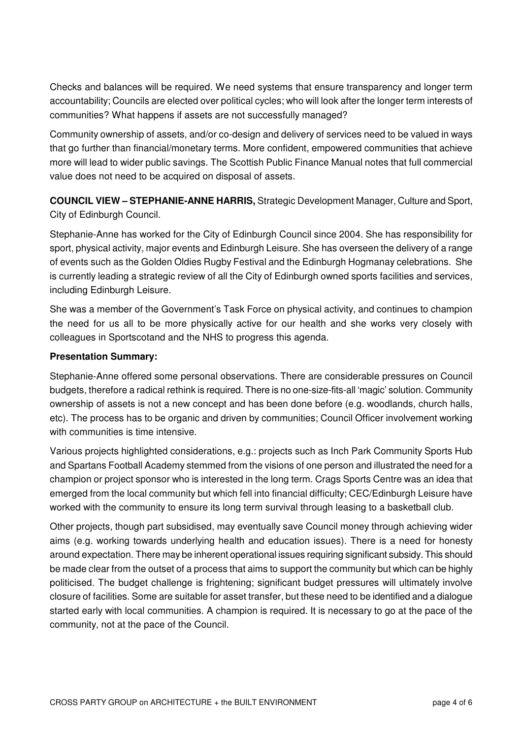Checks and balances will be required. We need systems that ensure transparency and longer term accountability; Councils are elected over political cycles; who will look after the longer term interests of communities? What happens if assets are not successfully managed?

Community ownership of assets, and/or co-design and delivery of services need to be valued in ways that go further than financial/monetary terms. More confident, empowered communities that achieve more will lead to wider public savings. The Scottish Public Finance Manual notes that full commercial value does not need to be acquired on disposal of assets.

**COUNCIL VIEW – STEPHANIE-ANNE HARRIS,** Strategic Development Manager, Culture and Sport, City of Edinburgh Council.

Stephanie-Anne has worked for the City of Edinburgh Council since 2004. She has responsibility for sport, physical activity, major events and Edinburgh Leisure. She has overseen the delivery of a range of events such as the Golden Oldies Rugby Festival and the Edinburgh Hogmanay celebrations. She is currently leading a strategic review of all the City of Edinburgh owned sports facilities and services, including Edinburgh Leisure.

She was a member of the Government's Task Force on physical activity, and continues to champion the need for us all to be more physically active for our health and she works very closely with colleagues in Sportscotand and the NHS to progress this agenda.

**Presentation Summary:**

Stephanie-Anne offered some personal observations. There are considerable pressures on Council budgets, therefore a radical rethink is required. There is no one-size-fits-all 'magic' solution. Community ownership of assets is not a new concept and has been done before (e.g. woodlands, church halls, etc). The process has to be organic and driven by communities; Council Officer involvement working with communities is time intensive.

Various projects highlighted considerations, e.g.: projects such as Inch Park Community Sports Hub and Spartans Football Academy stemmed from the visions of one person and illustrated the need for a champion or project sponsor who is interested in the long term. Crags Sports Centre was an idea that emerged from the local community but which fell into financial difficulty; CEC/Edinburgh Leisure have worked with the community to ensure its long term survival through leasing to a basketball club.

Other projects, though part subsidised, may eventually save Council money through achieving wider aims (e.g. working towards underlying health and education issues). There is a need for honesty around expectation. There may be inherent operational issues requiring significant subsidy. This should be made clear from the outset of a process that aims to support the community but which can be highly politicised. The budget challenge is frightening; significant budget pressures will ultimately involve closure of facilities. Some are suitable for asset transfer, but these need to be identified and a dialogue started early with local communities. A champion is required. It is necessary to go at the pace of the community, not at the pace of the Council.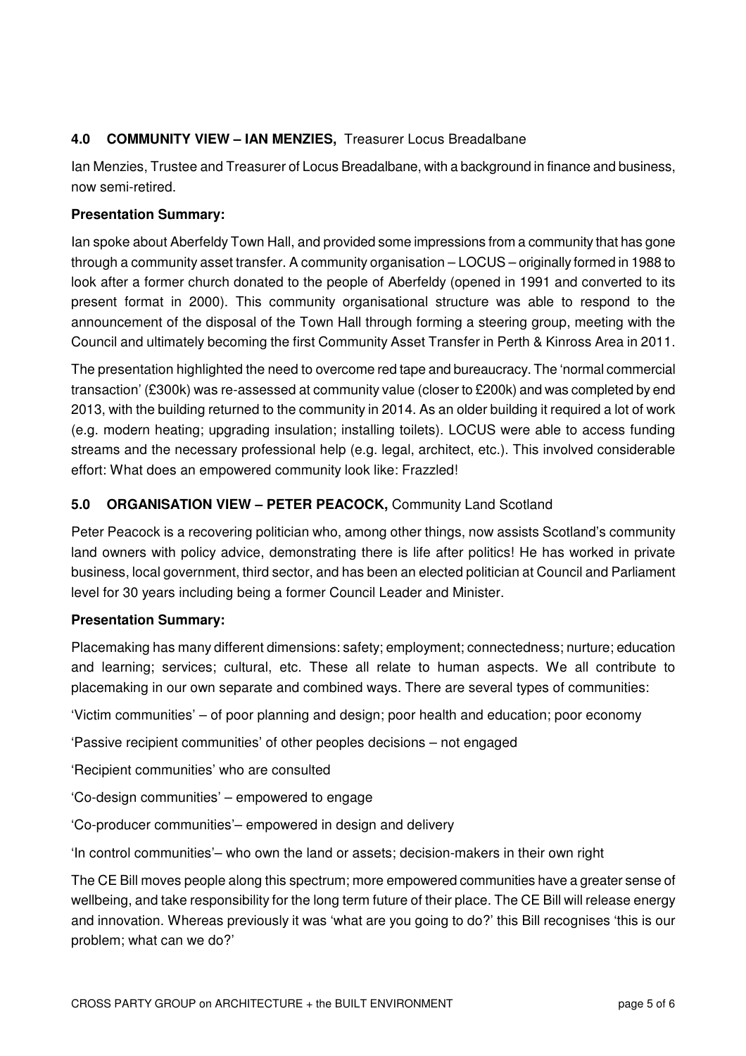## 4.0 COMMUNITY VIEW – IAN MENZIES, Treasurer Locus Breadalbane

Ian Menzies, Trustee and Treasurer of Locus Breadalbane, with a background in finance and business, now semi-retired.

**Presentation Summary:**

Ian spoke about Aberfeldy Town Hall, and provided some impressions from a community that has gone through a community asset transfer. A community organisation – LOCUS – originally formed in 1988 to look after a former church donated to the people of Aberfeldy (opened in 1991 and converted to its present format in 2000). This community organisational structure was able to respond to the announcement of the disposal of the Town Hall through forming a steering group, meeting with the Council and ultimately becoming the first Community Asset Transfer in Perth & Kinross Area in 2011.

The presentation highlighted the need to overcome red tape and bureaucracy. The 'normal commercial transaction' (£300k) was re-assessed at community value (closer to £200k) and was completed by end 2013, with the building returned to the community in 2014. As an older building it required a lot of work (e.g. modern heating; upgrading insulation; installing toilets). LOCUS were able to access funding streams and the necessary professional help (e.g. legal, architect, etc.). This involved considerable effort: What does an empowered community look like: Frazzled!

## 5.0 ORGANISATION VIEW – PETER PEACOCK, Community Land Scotland

Peter Peacock is a recovering politician who, among other things, now assists Scotland's community land owners with policy advice, demonstrating there is life after politics! He has worked in private business, local government, third sector, and has been an elected politician at Council and Parliament level for 30 years including being a former Council Leader and Minister.

**Presentation Summary:**

Placemaking has many different dimensions: safety; employment; connectedness; nurture; education and learning; services; cultural, etc. These all relate to human aspects. We all contribute to placemaking in our own separate and combined ways. There are several types of communities:

'Victim communities' – of poor planning and design; poor health and education; poor economy

'Passive recipient communities' of other peoples decisions – not engaged

'Recipient communities' who are consulted

'Co-design communities' – empowered to engage

'Co-producer communities'– empowered in design and delivery

'In control communities'– who own the land or assets; decision-makers in their own right

The CE Bill moves people along this spectrum; more empowered communities have a greater sense of wellbeing, and take responsibility for the long term future of their place. The CE Bill will release energy and innovation. Whereas previously it was 'what are you going to do?' this Bill recognises 'this is our problem; what can we do?'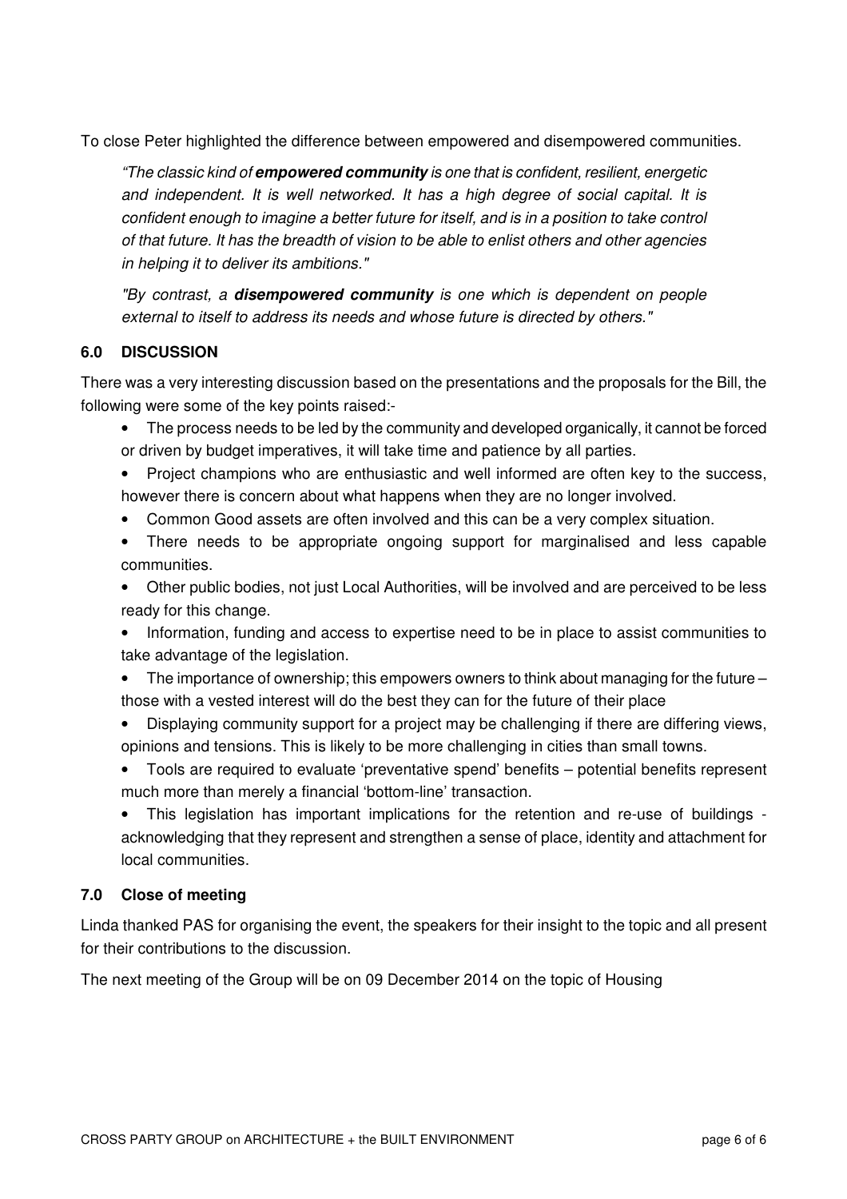To close Peter highlighted the difference between empowered and disempowered communities.

> *"The classic kind of **empowered community** is one that is confident, resilient, energetic and independent. It is well networked. It has a high degree of social capital. It is confident enough to imagine a better future for itself, and is in a position to take control of that future. It has the breadth of vision to be able to enlist others and other agencies in helping it to deliver its ambitions."*
>
> *"By contrast, a **disempowered community** is one which is dependent on people external to itself to address its needs and whose future is directed by others."*

## 6.0 DISCUSSION

There was a very interesting discussion based on the presentations and the proposals for the Bill, the following were some of the key points raised:-

- The process needs to be led by the community and developed organically, it cannot be forced or driven by budget imperatives, it will take time and patience by all parties.
- Project champions who are enthusiastic and well informed are often key to the success, however there is concern about what happens when they are no longer involved.
- Common Good assets are often involved and this can be a very complex situation.
- There needs to be appropriate ongoing support for marginalised and less capable communities.
- Other public bodies, not just Local Authorities, will be involved and are perceived to be less ready for this change.
- Information, funding and access to expertise need to be in place to assist communities to take advantage of the legislation.
- The importance of ownership; this empowers owners to think about managing for the future – those with a vested interest will do the best they can for the future of their place
- Displaying community support for a project may be challenging if there are differing views, opinions and tensions. This is likely to be more challenging in cities than small towns.
- Tools are required to evaluate 'preventative spend' benefits – potential benefits represent much more than merely a financial 'bottom-line' transaction.
- This legislation has important implications for the retention and re-use of buildings - acknowledging that they represent and strengthen a sense of place, identity and attachment for local communities.

## 7.0 Close of meeting

Linda thanked PAS for organising the event, the speakers for their insight to the topic and all present for their contributions to the discussion.

The next meeting of the Group will be on 09 December 2014 on the topic of Housing